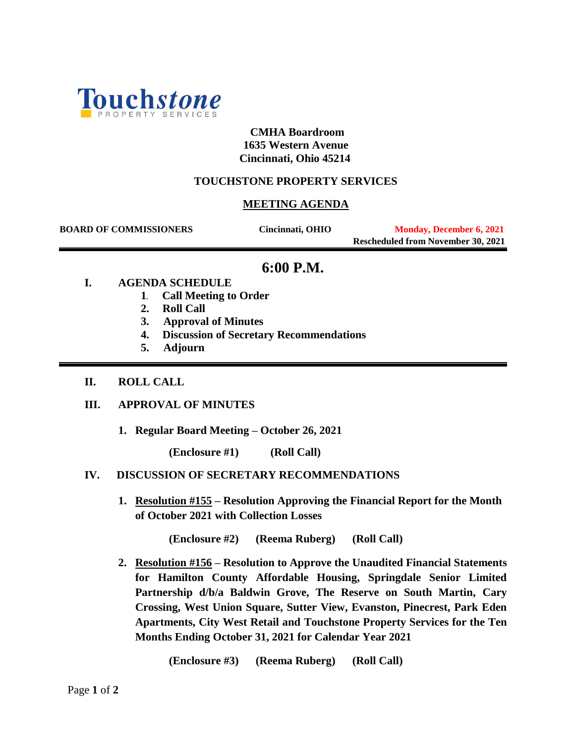Touchstone
PROPERTY SERVICES

**CMHA Boardroom**
**1635 Western Avenue**
**Cincinnati, Ohio 45214**

## TOUCHSTONE PROPERTY SERVICES

## MEETING AGENDA

**BOARD OF COMMISSIONERS** **Cincinnati, OHIO** **Monday, December 6, 2021**
**Rescheduled from November 30, 2021**

## 6:00 P.M.

**I. AGENDA SCHEDULE**

1. **Call Meeting to Order**
2. **Roll Call**
3. **Approval of Minutes**
4. **Discussion of Secretary Recommendations**
5. **Adjourn**

**II. ROLL CALL**

**III. APPROVAL OF MINUTES**

1. **Regular Board Meeting – October 26, 2021**

   **(Enclosure #1) (Roll Call)**

**IV. DISCUSSION OF SECRETARY RECOMMENDATIONS**

1. **Resolution #155 – Resolution Approving the Financial Report for the Month of October 2021 with Collection Losses**

   **(Enclosure #2) (Reema Ruberg) (Roll Call)**

2. **Resolution #156 – Resolution to Approve the Unaudited Financial Statements for Hamilton County Affordable Housing, Springdale Senior Limited Partnership d/b/a Baldwin Grove, The Reserve on South Martin, Cary Crossing, West Union Square, Sutter View, Evanston, Pinecrest, Park Eden Apartments, City West Retail and Touchstone Property Services for the Ten Months Ending October 31, 2021 for Calendar Year 2021**

   **(Enclosure #3) (Reema Ruberg) (Roll Call)**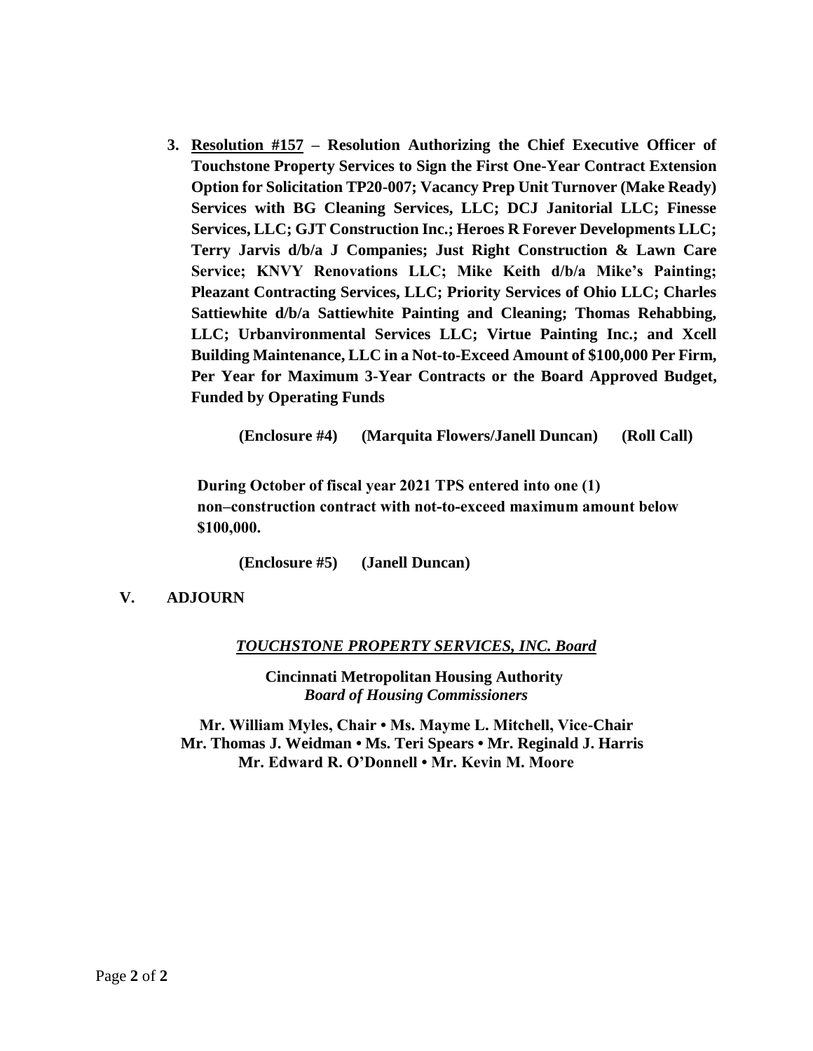3. **<u>Resolution #157</u> – Resolution Authorizing the Chief Executive Officer of Touchstone Property Services to Sign the First One-Year Contract Extension Option for Solicitation TP20-007; Vacancy Prep Unit Turnover (Make Ready) Services with BG Cleaning Services, LLC; DCJ Janitorial LLC; Finesse Services, LLC; GJT Construction Inc.; Heroes R Forever Developments LLC; Terry Jarvis d/b/a J Companies; Just Right Construction & Lawn Care Service; KNVY Renovations LLC; Mike Keith d/b/a Mike's Painting; Pleazant Contracting Services, LLC; Priority Services of Ohio LLC; Charles Sattiewhite d/b/a Sattiewhite Painting and Cleaning; Thomas Rehabbing, LLC; Urbanvironmental Services LLC; Virtue Painting Inc.; and Xcell Building Maintenance, LLC in a Not-to-Exceed Amount of $100,000 Per Firm, Per Year for Maximum 3-Year Contracts or the Board Approved Budget, Funded by Operating Funds**

   **(Enclosure #4) (Marquita Flowers/Janell Duncan) (Roll Call)**

   **During October of fiscal year 2021 TPS entered into one (1) non–construction contract with not-to-exceed maximum amount below $100,000.**

   **(Enclosure #5) (Janell Duncan)**

## V. ADJOURN

***<u>TOUCHSTONE PROPERTY SERVICES, INC. Board</u>***

**Cincinnati Metropolitan Housing Authority**
***Board of Housing Commissioners***

**Mr. William Myles, Chair • Ms. Mayme L. Mitchell, Vice-Chair**
**Mr. Thomas J. Weidman • Ms. Teri Spears • Mr. Reginald J. Harris**
**Mr. Edward R. O'Donnell • Mr. Kevin M. Moore**